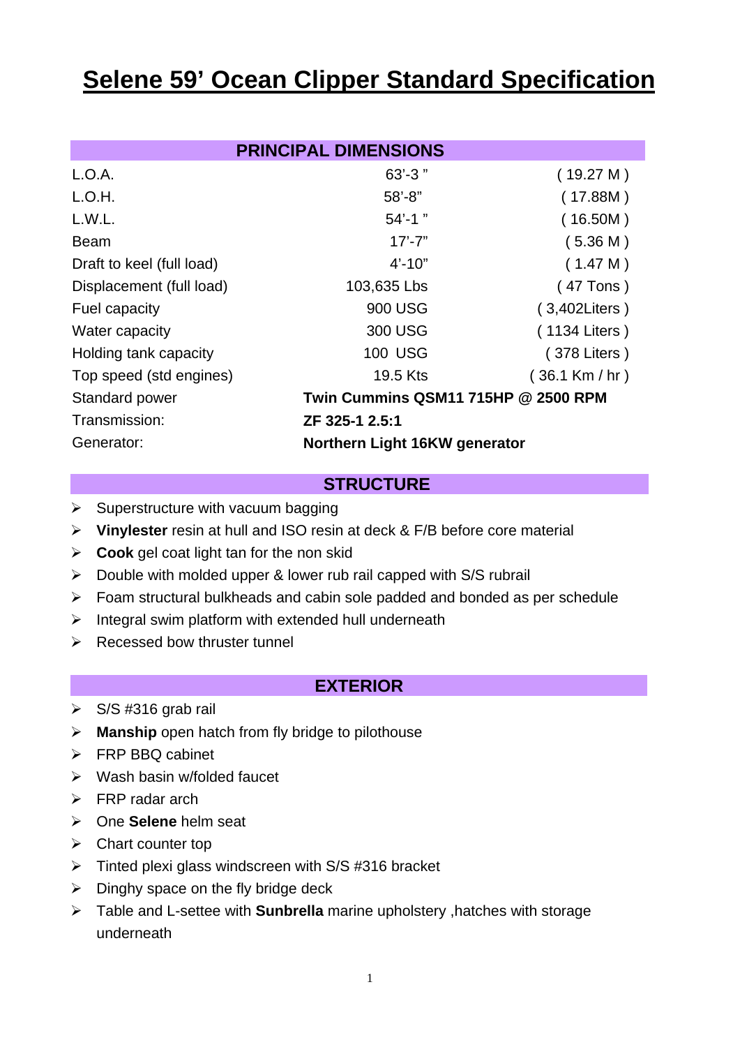# Selene 59' Ocean Clipper Standard Specification

## PRINCIPAL DIMENSIONS

| | | |
|---|---|---|
| L.O.A. | 63'-3 " | ( 19.27 M ) |
| L.O.H. | 58'-8" | ( 17.88M ) |
| L.W.L. | 54'-1 " | ( 16.50M ) |
| Beam | 17'-7" | ( 5.36 M ) |
| Draft to keel (full load) | 4'-10" | ( 1.47 M ) |
| Displacement (full load) | 103,635 Lbs | ( 47 Tons ) |
| Fuel capacity | 900 USG | ( 3,402Liters ) |
| Water capacity | 300 USG | ( 1134 Liters ) |
| Holding tank capacity | 100 USG | ( 378 Liters ) |
| Top speed (std engines) | 19.5 Kts | ( 36.1 Km / hr ) |
| Standard power | **Twin Cummins QSM11 715HP @ 2500 RPM** | |
| Transmission: | **ZF 325-1 2.5:1** | |
| Generator: | **Northern Light 16KW generator** | |

## STRUCTURE

- Superstructure with vacuum bagging
- **Vinylester** resin at hull and ISO resin at deck & F/B before core material
- **Cook** gel coat light tan for the non skid
- Double with molded upper & lower rub rail capped with S/S rubrail
- Foam structural bulkheads and cabin sole padded and bonded as per schedule
- Integral swim platform with extended hull underneath
- Recessed bow thruster tunnel

## EXTERIOR

- S/S #316 grab rail
- **Manship** open hatch from fly bridge to pilothouse
- FRP BBQ cabinet
- Wash basin w/folded faucet
- FRP radar arch
- One **Selene** helm seat
- Chart counter top
- Tinted plexi glass windscreen with S/S #316 bracket
- Dinghy space on the fly bridge deck
- Table and L-settee with **Sunbrella** marine upholstery ,hatches with storage underneath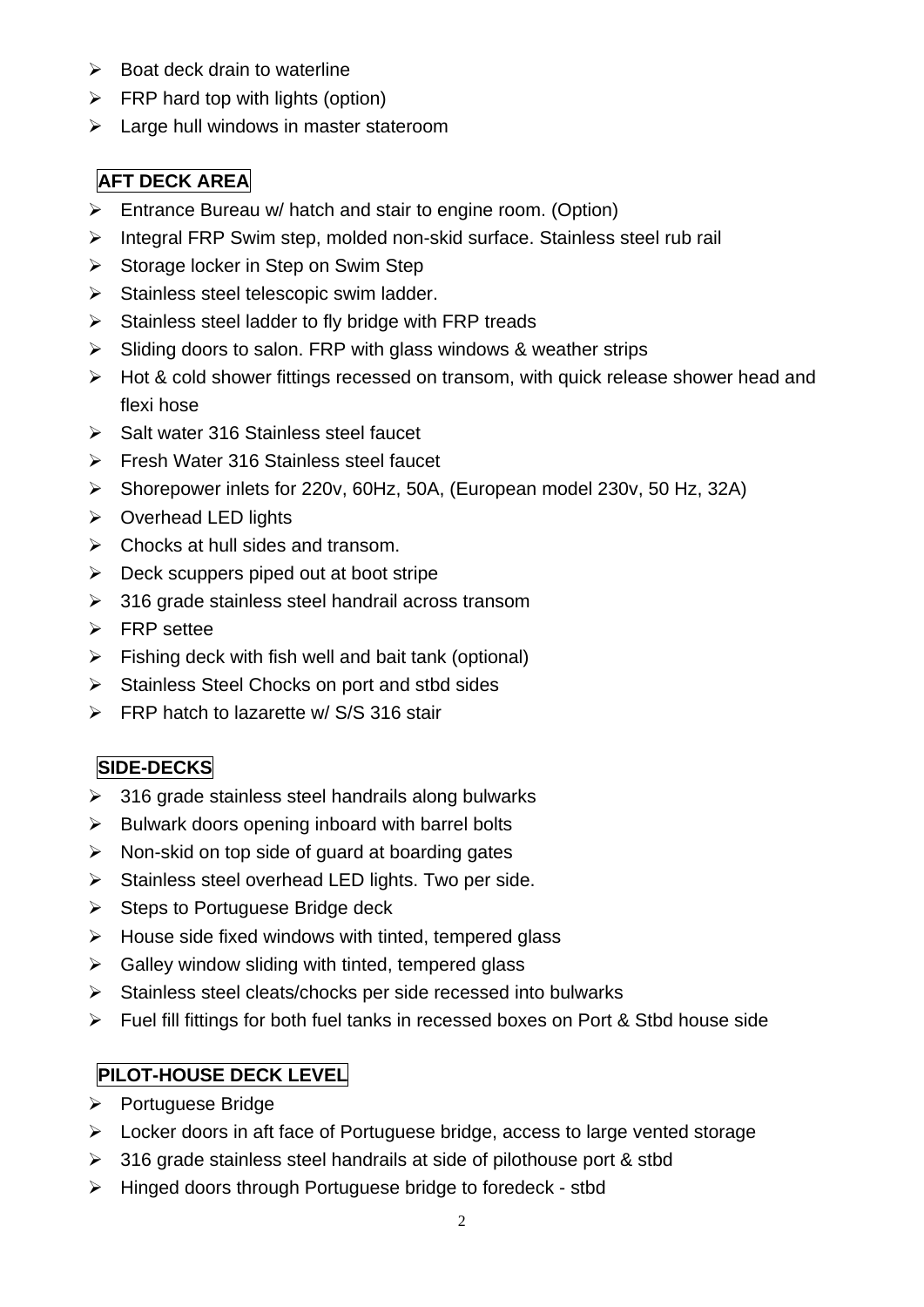- Boat deck drain to waterline
- FRP hard top with lights (option)
- Large hull windows in master stateroom

## AFT DECK AREA

- Entrance Bureau w/ hatch and stair to engine room. (Option)
- Integral FRP Swim step, molded non-skid surface. Stainless steel rub rail
- Storage locker in Step on Swim Step
- Stainless steel telescopic swim ladder.
- Stainless steel ladder to fly bridge with FRP treads
- Sliding doors to salon. FRP with glass windows & weather strips
- Hot & cold shower fittings recessed on transom, with quick release shower head and flexi hose
- Salt water 316 Stainless steel faucet
- Fresh Water 316 Stainless steel faucet
- Shorepower inlets for 220v, 60Hz, 50A, (European model 230v, 50 Hz, 32A)
- Overhead LED lights
- Chocks at hull sides and transom.
- Deck scuppers piped out at boot stripe
- 316 grade stainless steel handrail across transom
- FRP settee
- Fishing deck with fish well and bait tank (optional)
- Stainless Steel Chocks on port and stbd sides
- FRP hatch to lazarette w/ S/S 316 stair

## SIDE-DECKS

- 316 grade stainless steel handrails along bulwarks
- Bulwark doors opening inboard with barrel bolts
- Non-skid on top side of guard at boarding gates
- Stainless steel overhead LED lights. Two per side.
- Steps to Portuguese Bridge deck
- House side fixed windows with tinted, tempered glass
- Galley window sliding with tinted, tempered glass
- Stainless steel cleats/chocks per side recessed into bulwarks
- Fuel fill fittings for both fuel tanks in recessed boxes on Port & Stbd house side

## PILOT-HOUSE DECK LEVEL

- Portuguese Bridge
- Locker doors in aft face of Portuguese bridge, access to large vented storage
- 316 grade stainless steel handrails at side of pilothouse port & stbd
- Hinged doors through Portuguese bridge to foredeck - stbd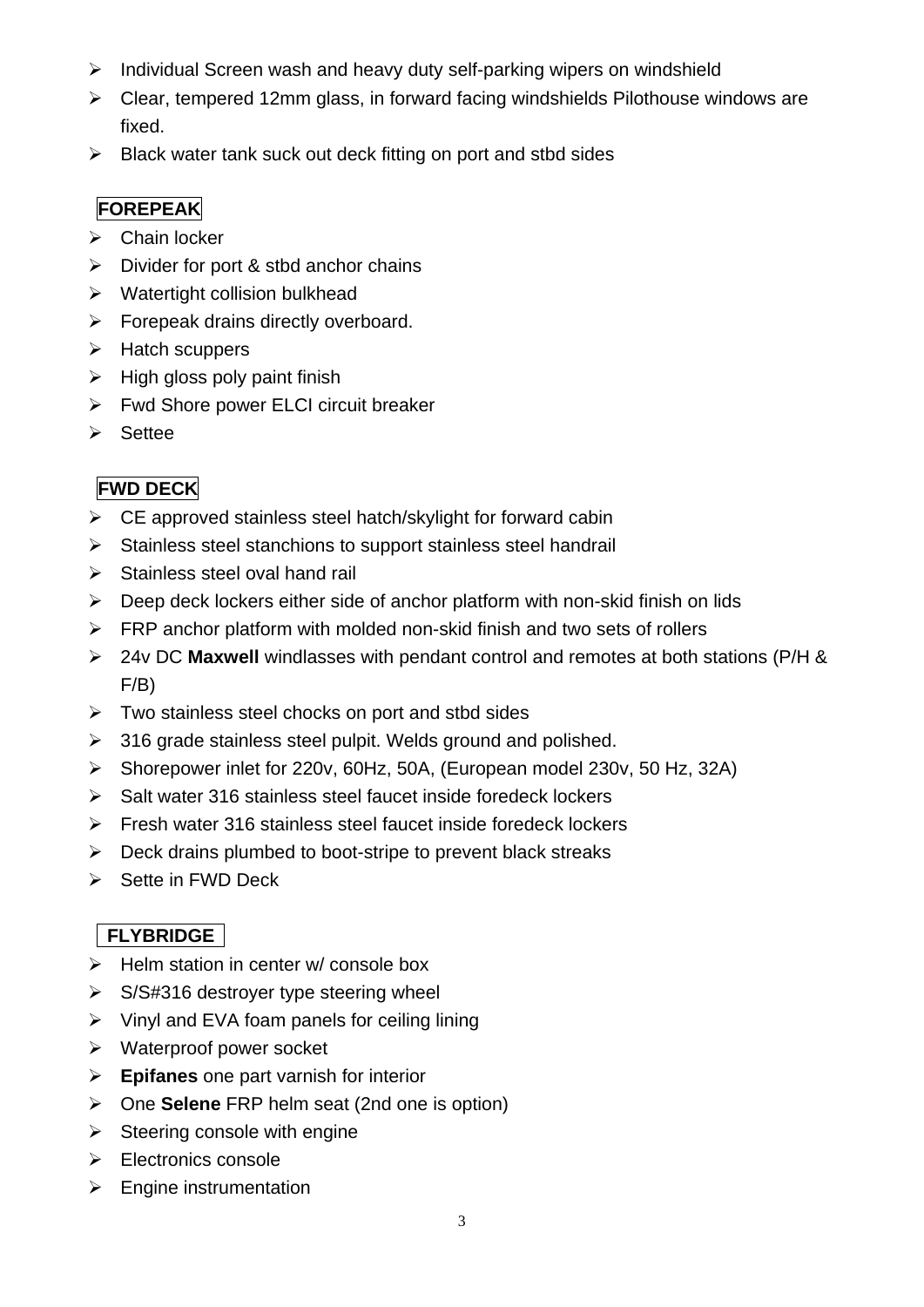- Individual Screen wash and heavy duty self-parking wipers on windshield
- Clear, tempered 12mm glass, in forward facing windshields Pilothouse windows are fixed.
- Black water tank suck out deck fitting on port and stbd sides

## FOREPEAK

- Chain locker
- Divider for port & stbd anchor chains
- Watertight collision bulkhead
- Forepeak drains directly overboard.
- Hatch scuppers
- High gloss poly paint finish
- Fwd Shore power ELCI circuit breaker
- Settee

## FWD DECK

- CE approved stainless steel hatch/skylight for forward cabin
- Stainless steel stanchions to support stainless steel handrail
- Stainless steel oval hand rail
- Deep deck lockers either side of anchor platform with non-skid finish on lids
- FRP anchor platform with molded non-skid finish and two sets of rollers
- 24v DC **Maxwell** windlasses with pendant control and remotes at both stations (P/H & F/B)
- Two stainless steel chocks on port and stbd sides
- 316 grade stainless steel pulpit. Welds ground and polished.
- Shorepower inlet for 220v, 60Hz, 50A, (European model 230v, 50 Hz, 32A)
- Salt water 316 stainless steel faucet inside foredeck lockers
- Fresh water 316 stainless steel faucet inside foredeck lockers
- Deck drains plumbed to boot-stripe to prevent black streaks
- Sette in FWD Deck

## FLYBRIDGE

- Helm station in center w/ console box
- S/S#316 destroyer type steering wheel
- Vinyl and EVA foam panels for ceiling lining
- Waterproof power socket
- **Epifanes** one part varnish for interior
- One **Selene** FRP helm seat (2nd one is option)
- Steering console with engine
- Electronics console
- Engine instrumentation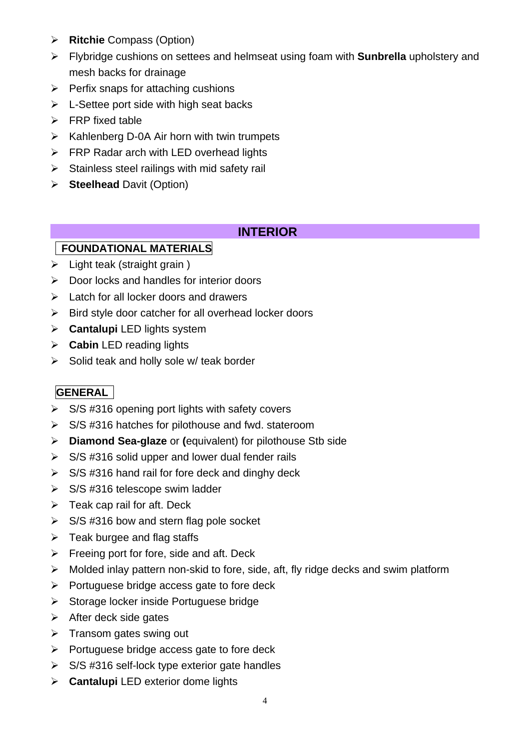- **Ritchie** Compass (Option)
- Flybridge cushions on settees and helmseat using foam with **Sunbrella** upholstery and mesh backs for drainage
- Perfix snaps for attaching cushions
- L-Settee port side with high seat backs
- FRP fixed table
- Kahlenberg D-0A Air horn with twin trumpets
- FRP Radar arch with LED overhead lights
- Stainless steel railings with mid safety rail
- **Steelhead** Davit (Option)

## INTERIOR

### FOUNDATIONAL MATERIALS

- Light teak (straight grain )
- Door locks and handles for interior doors
- Latch for all locker doors and drawers
- Bird style door catcher for all overhead locker doors
- **Cantalupi** LED lights system
- **Cabin** LED reading lights
- Solid teak and holly sole w/ teak border

### GENERAL

- S/S #316 opening port lights with safety covers
- S/S #316 hatches for pilothouse and fwd. stateroom
- **Diamond Sea-glaze** or **(**equivalent) for pilothouse Stb side
- S/S #316 solid upper and lower dual fender rails
- S/S #316 hand rail for fore deck and dinghy deck
- S/S #316 telescope swim ladder
- Teak cap rail for aft. Deck
- S/S #316 bow and stern flag pole socket
- Teak burgee and flag staffs
- Freeing port for fore, side and aft. Deck
- Molded inlay pattern non-skid to fore, side, aft, fly ridge decks and swim platform
- Portuguese bridge access gate to fore deck
- Storage locker inside Portuguese bridge
- After deck side gates
- Transom gates swing out
- Portuguese bridge access gate to fore deck
- S/S #316 self-lock type exterior gate handles
- **Cantalupi** LED exterior dome lights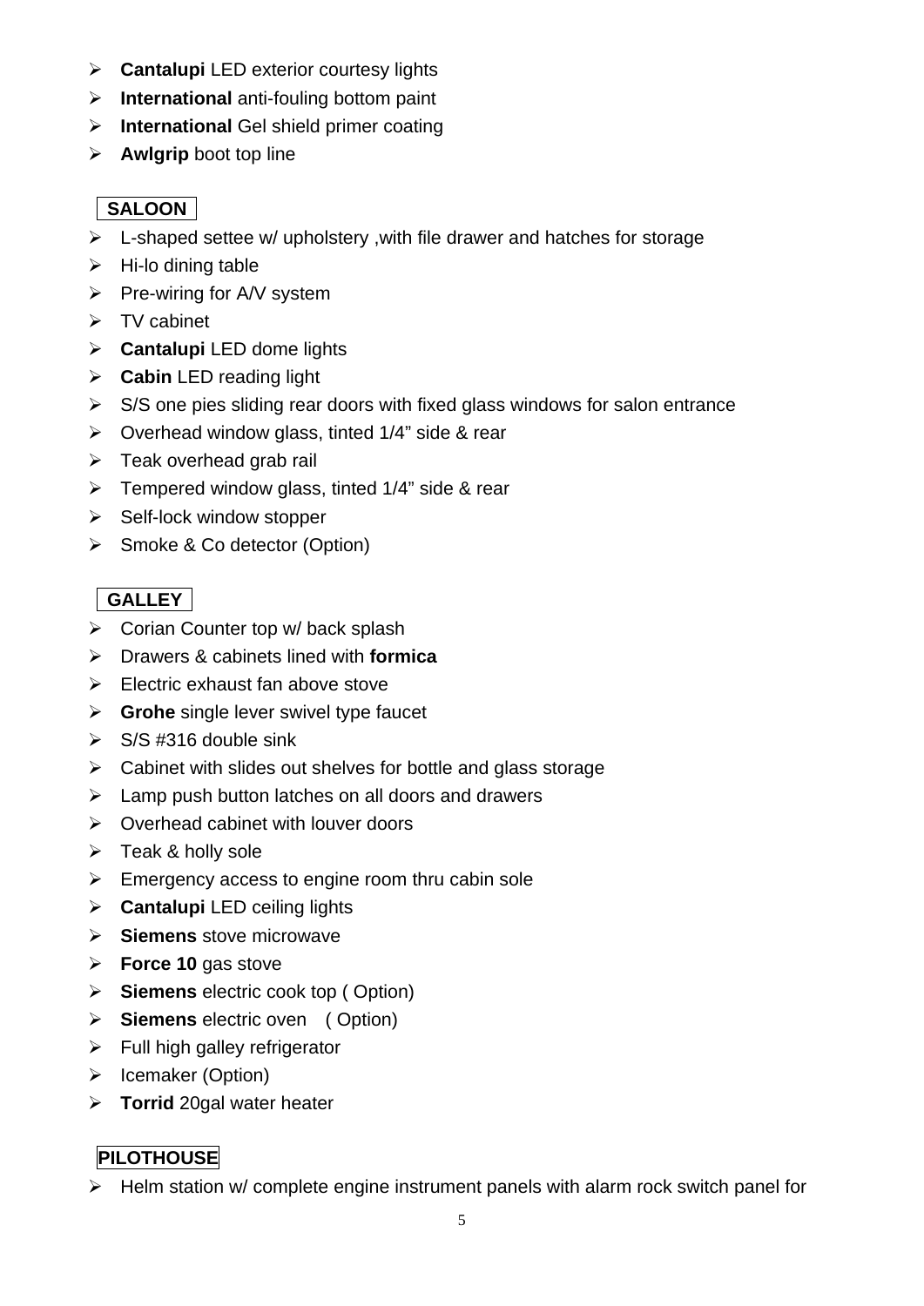- **Cantalupi** LED exterior courtesy lights
- **International** anti-fouling bottom paint
- **International** Gel shield primer coating
- **Awlgrip** boot top line

## SALOON

- L-shaped settee w/ upholstery ,with file drawer and hatches for storage
- Hi-lo dining table
- Pre-wiring for A/V system
- TV cabinet
- **Cantalupi** LED dome lights
- **Cabin** LED reading light
- S/S one pies sliding rear doors with fixed glass windows for salon entrance
- Overhead window glass, tinted 1/4" side & rear
- Teak overhead grab rail
- Tempered window glass, tinted 1/4" side & rear
- Self-lock window stopper
- Smoke & Co detector (Option)

## GALLEY

- Corian Counter top w/ back splash
- Drawers & cabinets lined with **formica**
- Electric exhaust fan above stove
- **Grohe** single lever swivel type faucet
- S/S #316 double sink
- Cabinet with slides out shelves for bottle and glass storage
- Lamp push button latches on all doors and drawers
- Overhead cabinet with louver doors
- Teak & holly sole
- Emergency access to engine room thru cabin sole
- **Cantalupi** LED ceiling lights
- **Siemens** stove microwave
- **Force 10** gas stove
- **Siemens** electric cook top ( Option)
- **Siemens** electric oven ( Option)
- Full high galley refrigerator
- Icemaker (Option)
- **Torrid** 20gal water heater

## PILOTHOUSE

- Helm station w/ complete engine instrument panels with alarm rock switch panel for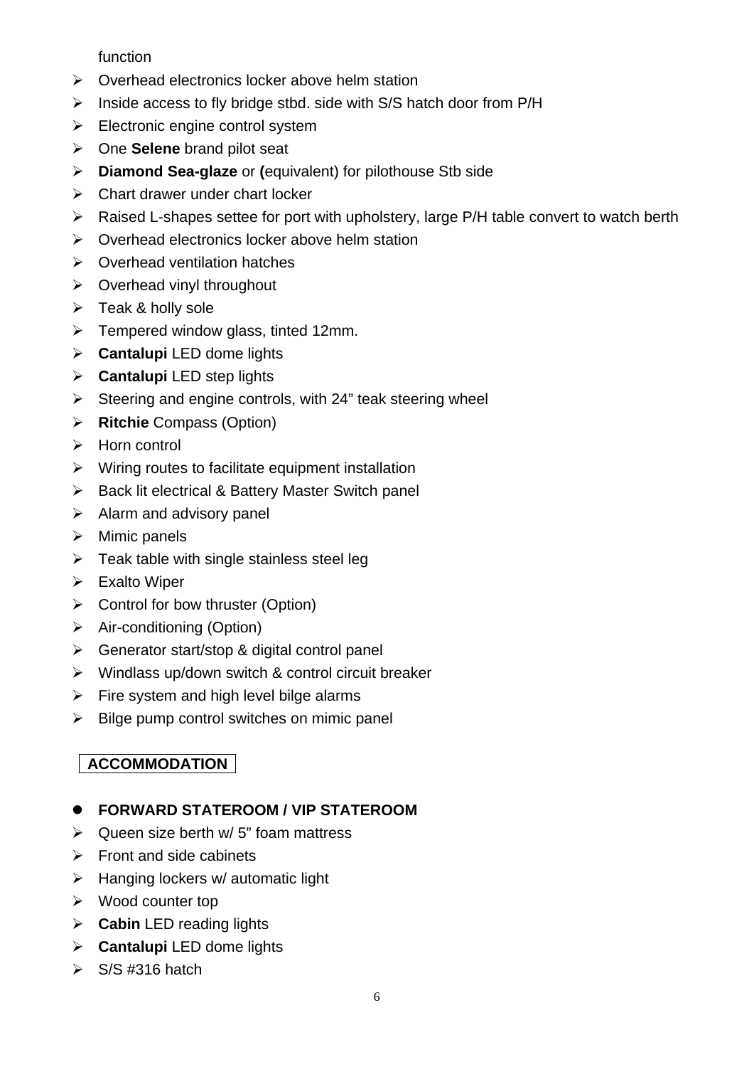function

- Overhead electronics locker above helm station
- Inside access to fly bridge stbd. side with S/S hatch door from P/H
- Electronic engine control system
- One **Selene** brand pilot seat
- **Diamond Sea-glaze** or **(**equivalent) for pilothouse Stb side
- Chart drawer under chart locker
- Raised L-shapes settee for port with upholstery, large P/H table convert to watch berth
- Overhead electronics locker above helm station
- Overhead ventilation hatches
- Overhead vinyl throughout
- Teak & holly sole
- Tempered window glass, tinted 12mm.
- **Cantalupi** LED dome lights
- **Cantalupi** LED step lights
- Steering and engine controls, with 24" teak steering wheel
- **Ritchie** Compass (Option)
- Horn control
- Wiring routes to facilitate equipment installation
- Back lit electrical & Battery Master Switch panel
- Alarm and advisory panel
- Mimic panels
- Teak table with single stainless steel leg
- Exalto Wiper
- Control for bow thruster (Option)
- Air-conditioning (Option)
- Generator start/stop & digital control panel
- Windlass up/down switch & control circuit breaker
- Fire system and high level bilge alarms
- Bilge pump control switches on mimic panel

## ACCOMMODATION

- **FORWARD STATEROOM / VIP STATEROOM**

- Queen size berth w/ 5" foam mattress
- Front and side cabinets
- Hanging lockers w/ automatic light
- Wood counter top
- **Cabin** LED reading lights
- **Cantalupi** LED dome lights
- S/S #316 hatch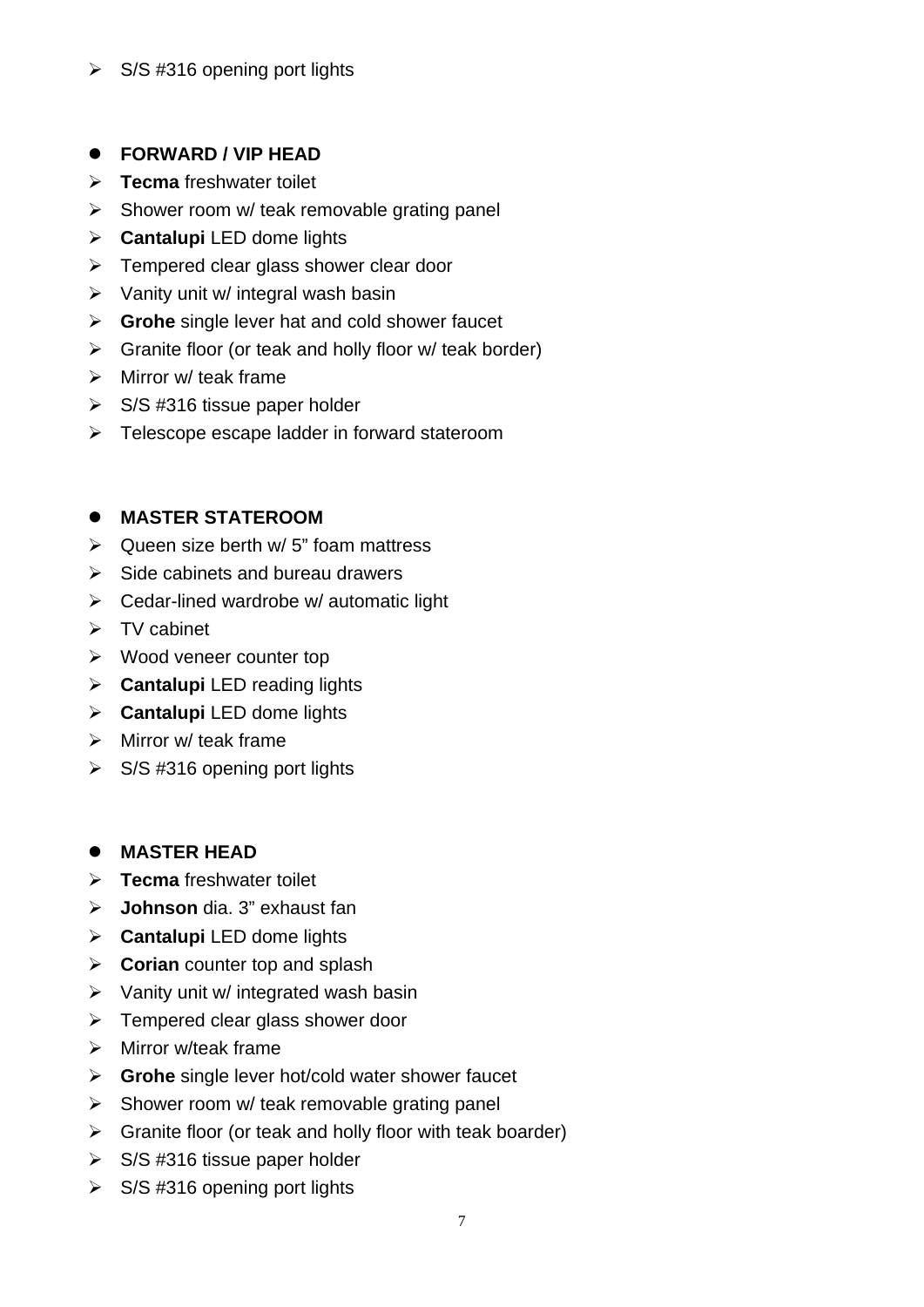- S/S #316 opening port lights

- **FORWARD / VIP HEAD**
- **Tecma** freshwater toilet
- Shower room w/ teak removable grating panel
- **Cantalupi** LED dome lights
- Tempered clear glass shower clear door
- Vanity unit w/ integral wash basin
- **Grohe** single lever hat and cold shower faucet
- Granite floor (or teak and holly floor w/ teak border)
- Mirror w/ teak frame
- S/S #316 tissue paper holder
- Telescope escape ladder in forward stateroom

- **MASTER STATEROOM**
- Queen size berth w/ 5" foam mattress
- Side cabinets and bureau drawers
- Cedar-lined wardrobe w/ automatic light
- TV cabinet
- Wood veneer counter top
- **Cantalupi** LED reading lights
- **Cantalupi** LED dome lights
- Mirror w/ teak frame
- S/S #316 opening port lights

- **MASTER HEAD**
- **Tecma** freshwater toilet
- **Johnson** dia. 3" exhaust fan
- **Cantalupi** LED dome lights
- **Corian** counter top and splash
- Vanity unit w/ integrated wash basin
- Tempered clear glass shower door
- Mirror w/teak frame
- **Grohe** single lever hot/cold water shower faucet
- Shower room w/ teak removable grating panel
- Granite floor (or teak and holly floor with teak boarder)
- S/S #316 tissue paper holder
- S/S #316 opening port lights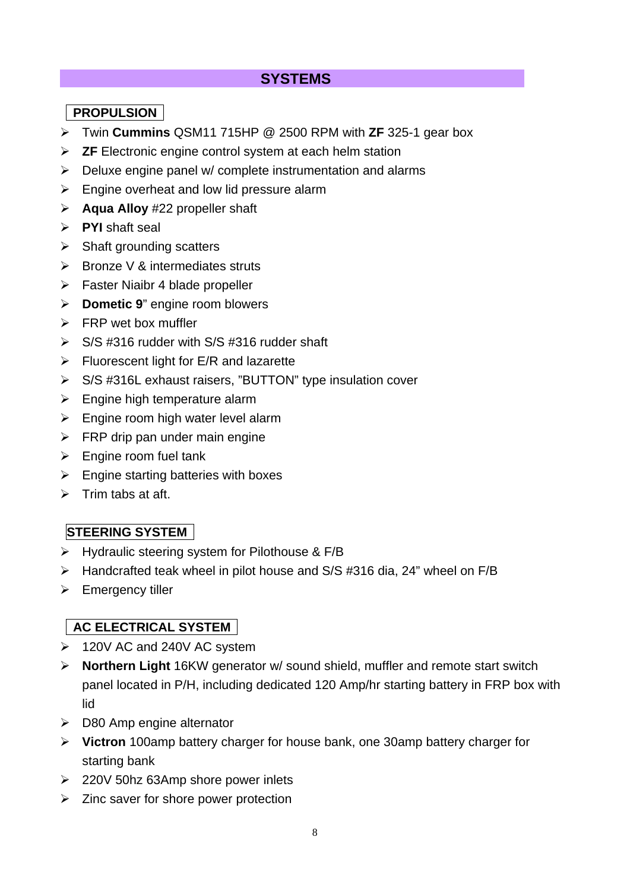# SYSTEMS

## PROPULSION

- Twin **Cummins** QSM11 715HP @ 2500 RPM with **ZF** 325-1 gear box
- **ZF** Electronic engine control system at each helm station
- Deluxe engine panel w/ complete instrumentation and alarms
- Engine overheat and low lid pressure alarm
- **Aqua Alloy** #22 propeller shaft
- **PYI** shaft seal
- Shaft grounding scatters
- Bronze V & intermediates struts
- Faster Niaibr 4 blade propeller
- **Dometic 9**" engine room blowers
- FRP wet box muffler
- S/S #316 rudder with S/S #316 rudder shaft
- Fluorescent light for E/R and lazarette
- S/S #316L exhaust raisers, "BUTTON" type insulation cover
- Engine high temperature alarm
- Engine room high water level alarm
- FRP drip pan under main engine
- Engine room fuel tank
- Engine starting batteries with boxes
- Trim tabs at aft.

## STEERING SYSTEM

- Hydraulic steering system for Pilothouse & F/B
- Handcrafted teak wheel in pilot house and S/S #316 dia, 24" wheel on F/B
- Emergency tiller

## AC ELECTRICAL SYSTEM

- 120V AC and 240V AC system
- **Northern Light** 16KW generator w/ sound shield, muffler and remote start switch panel located in P/H, including dedicated 120 Amp/hr starting battery in FRP box with lid
- D80 Amp engine alternator
- **Victron** 100amp battery charger for house bank, one 30amp battery charger for starting bank
- 220V 50hz 63Amp shore power inlets
- Zinc saver for shore power protection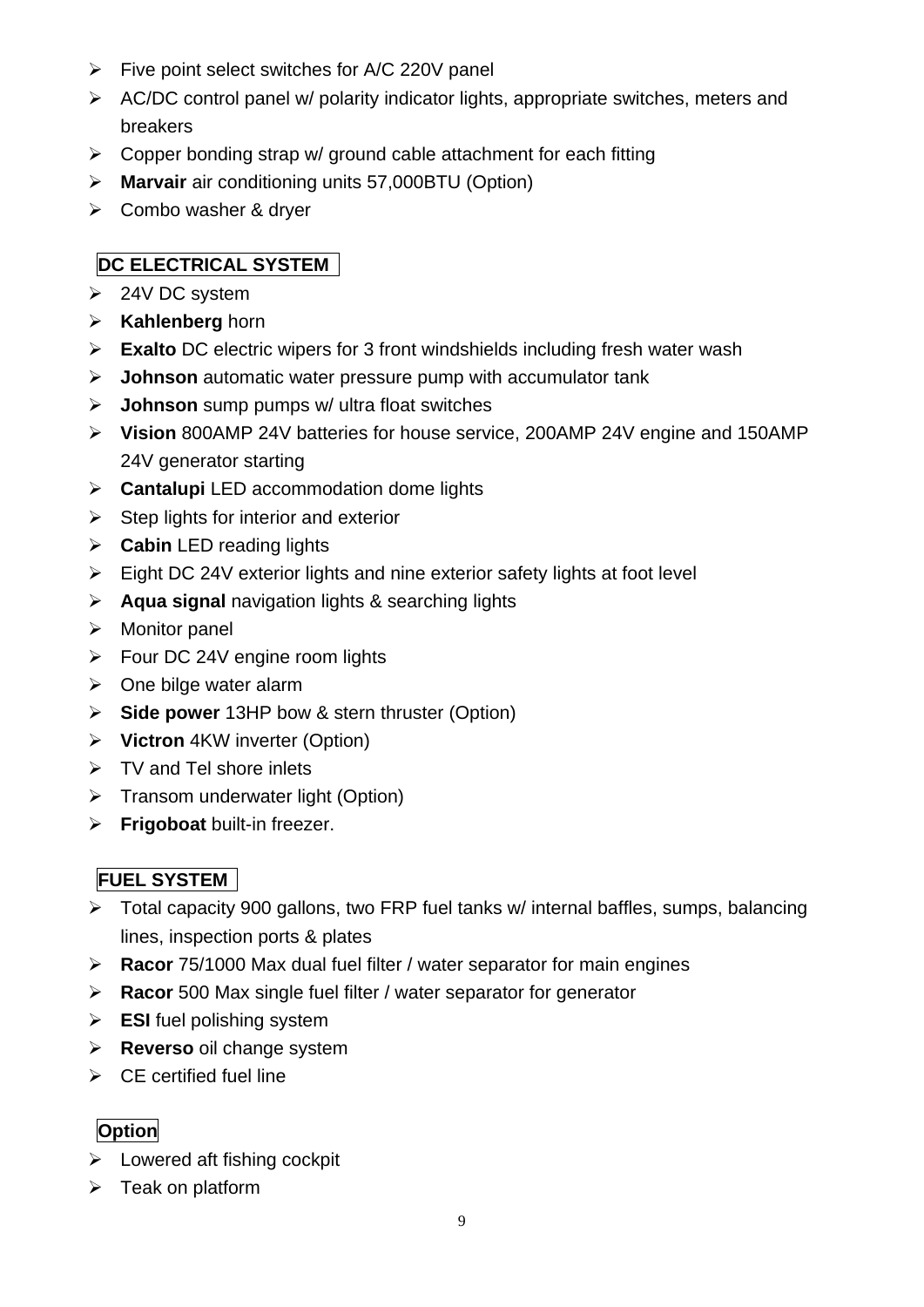- Five point select switches for A/C 220V panel
- AC/DC control panel w/ polarity indicator lights, appropriate switches, meters and breakers
- Copper bonding strap w/ ground cable attachment for each fitting
- **Marvair** air conditioning units 57,000BTU (Option)
- Combo washer & dryer

## DC ELECTRICAL SYSTEM

- 24V DC system
- **Kahlenberg** horn
- **Exalto** DC electric wipers for 3 front windshields including fresh water wash
- **Johnson** automatic water pressure pump with accumulator tank
- **Johnson** sump pumps w/ ultra float switches
- **Vision** 800AMP 24V batteries for house service, 200AMP 24V engine and 150AMP 24V generator starting
- **Cantalupi** LED accommodation dome lights
- Step lights for interior and exterior
- **Cabin** LED reading lights
- Eight DC 24V exterior lights and nine exterior safety lights at foot level
- **Aqua signal** navigation lights & searching lights
- Monitor panel
- Four DC 24V engine room lights
- One bilge water alarm
- **Side power** 13HP bow & stern thruster (Option)
- **Victron** 4KW inverter (Option)
- TV and Tel shore inlets
- Transom underwater light (Option)
- **Frigoboat** built-in freezer.

## FUEL SYSTEM

- Total capacity 900 gallons, two FRP fuel tanks w/ internal baffles, sumps, balancing lines, inspection ports & plates
- **Racor** 75/1000 Max dual fuel filter / water separator for main engines
- **Racor** 500 Max single fuel filter / water separator for generator
- **ESI** fuel polishing system
- **Reverso** oil change system
- CE certified fuel line

## Option

- Lowered aft fishing cockpit
- Teak on platform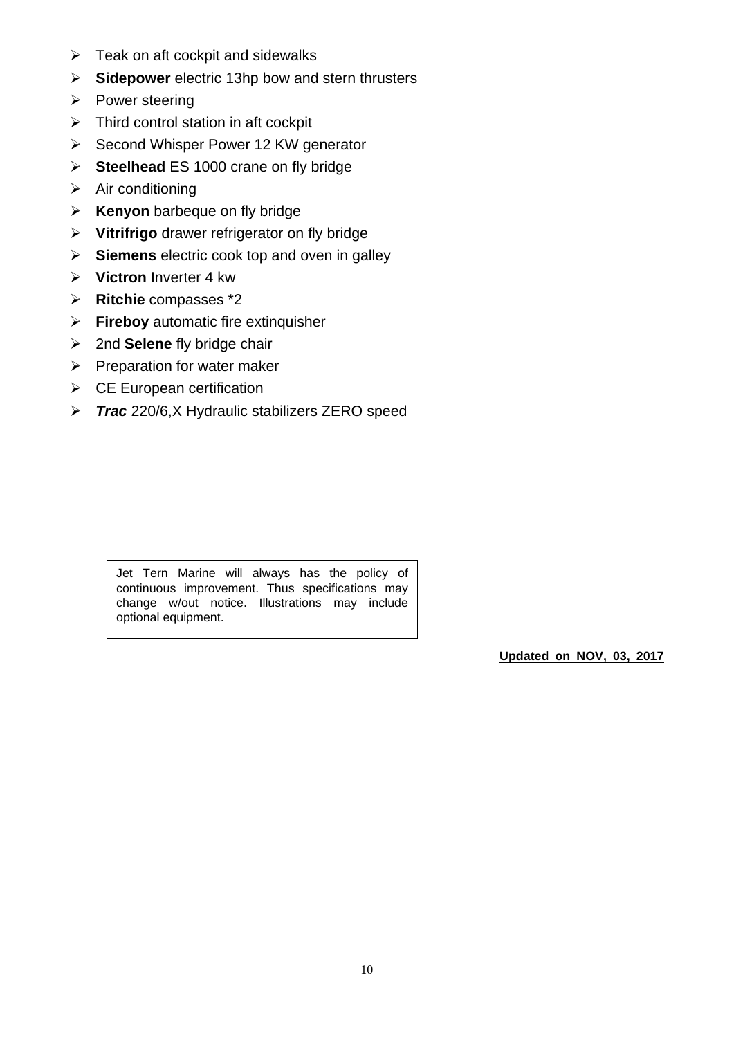- Teak on aft cockpit and sidewalks
- **Sidepower** electric 13hp bow and stern thrusters
- Power steering
- Third control station in aft cockpit
- Second Whisper Power 12 KW generator
- **Steelhead** ES 1000 crane on fly bridge
- Air conditioning
- **Kenyon** barbeque on fly bridge
- **Vitrifrigo** drawer refrigerator on fly bridge
- **Siemens** electric cook top and oven in galley
- **Victron** Inverter 4 kw
- **Ritchie** compasses *2
- **Fireboy** automatic fire extinquisher
- 2nd **Selene** fly bridge chair
- Preparation for water maker
- CE European certification
- ***Trac*** 220/6,X Hydraulic stabilizers ZERO speed

Jet Tern Marine will always has the policy of continuous improvement. Thus specifications may change w/out notice. Illustrations may include optional equipment.

**Updated on NOV, 03, 2017**